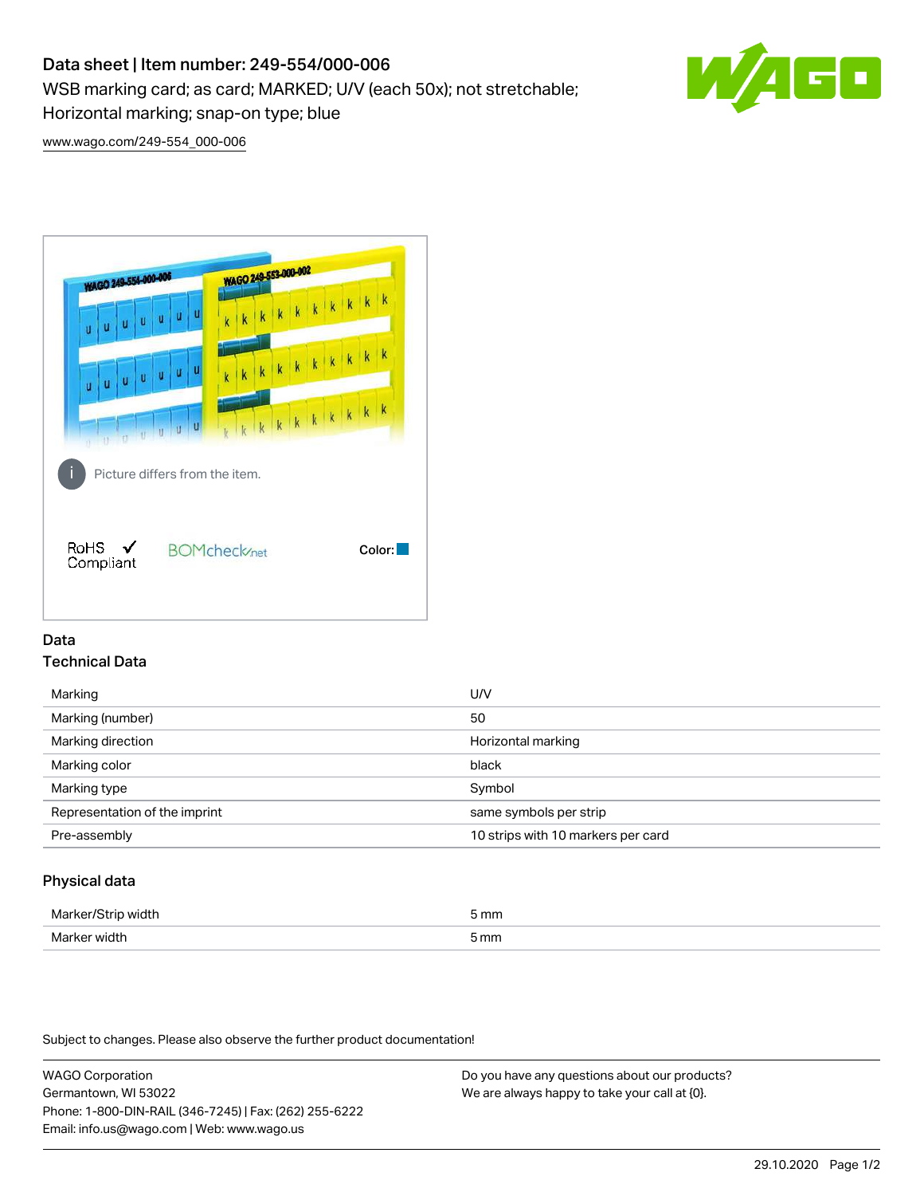# Data sheet | Item number: 249-554/000-006

WSB marking card; as card; MARKED; U/V (each 50x); not stretchable; Horizontal marking; snap-on type; blue

www.wago.com/249-554_000-006

Picture differs from the item.

RoHS ✓ Compliant

BOMcheck.net

Color:

## Data

### Technical Data

| | |
|---|---|
| Marking | U/V |
| Marking (number) | 50 |
| Marking direction | Horizontal marking |
| Marking color | black |
| Marking type | Symbol |
| Representation of the imprint | same symbols per strip |
| Pre-assembly | 10 strips with 10 markers per card |

### Physical data

| | |
|---|---|
| Marker/Strip width | 5 mm |
| Marker width | 5 mm |

Subject to changes. Please also observe the further product documentation!

WAGO Corporation
Germantown, WI 53022
Phone: 1-800-DIN-RAIL (346-7245) | Fax: (262) 255-6222
Email: info.us@wago.com | Web: www.wago.us

Do you have any questions about our products?
We are always happy to take your call at {0}.

29.10.2020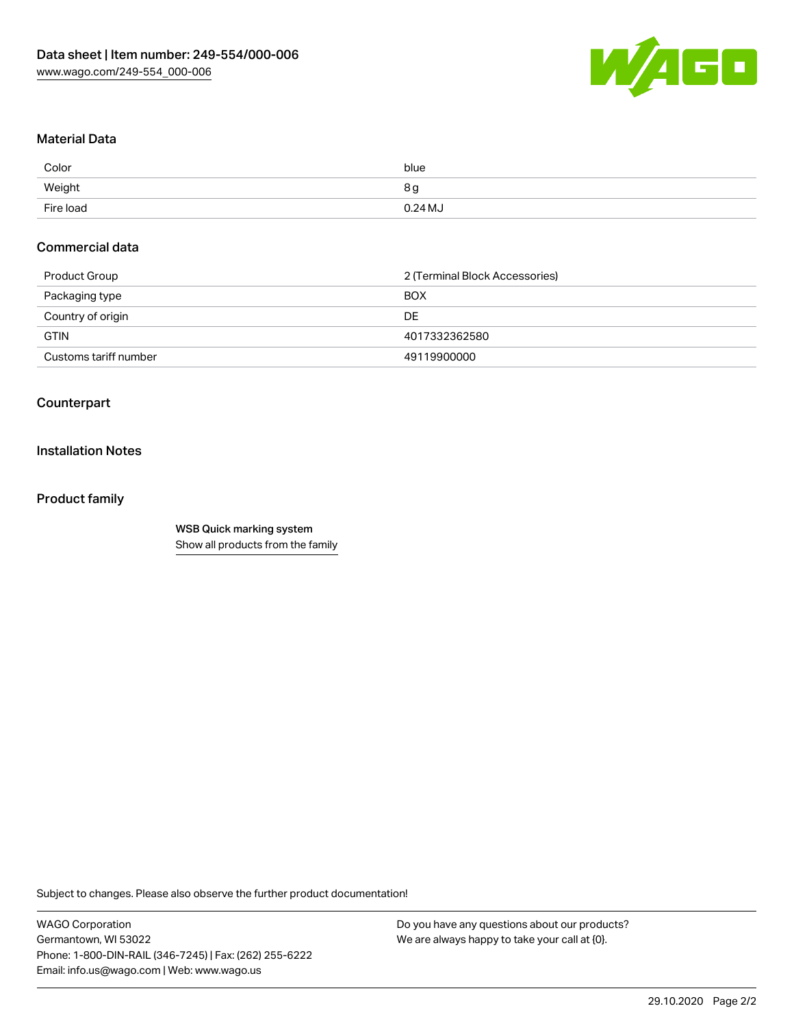## Material Data

| | |
|---|---|
| Color | blue |
| Weight | 8 g |
| Fire load | 0.24 MJ |

## Commercial data

| | |
|---|---|
| Product Group | 2 (Terminal Block Accessories) |
| Packaging type | BOX |
| Country of origin | DE |
| GTIN | 4017332362580 |
| Customs tariff number | 49119900000 |

## Counterpart

## Installation Notes

## Product family

WSB Quick marking system
Show all products from the family

Subject to changes. Please also observe the further product documentation!

WAGO Corporation
Germantown, WI 53022
Phone: 1-800-DIN-RAIL (346-7245) | Fax: (262) 255-6222
Email: info.us@wago.com | Web: www.wago.us

Do you have any questions about our products?
We are always happy to take your call at {0}.